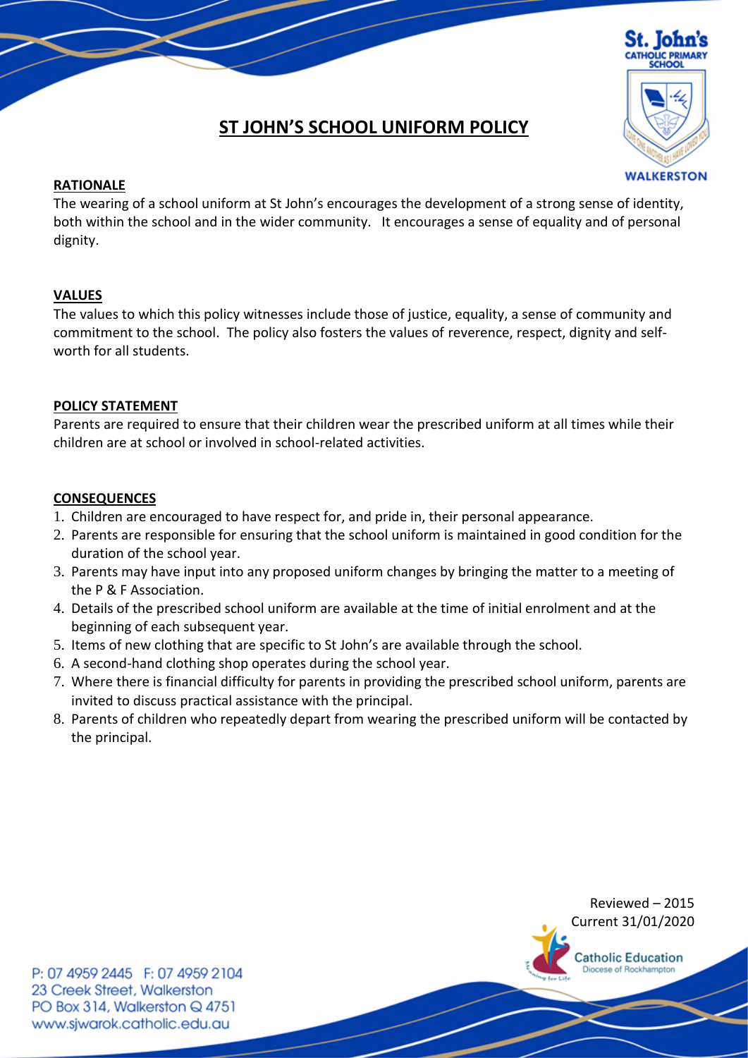# ST JOHN'S SCHOOL UNIFORM POLICY

## RATIONALE

The wearing of a school uniform at St John's encourages the development of a strong sense of identity, both within the school and in the wider community. It encourages a sense of equality and of personal dignity.

## VALUES

The values to which this policy witnesses include those of justice, equality, a sense of community and commitment to the school. The policy also fosters the values of reverence, respect, dignity and self-worth for all students.

## POLICY STATEMENT

Parents are required to ensure that their children wear the prescribed uniform at all times while their children are at school or involved in school-related activities.

## CONSEQUENCES

1. Children are encouraged to have respect for, and pride in, their personal appearance.
2. Parents are responsible for ensuring that the school uniform is maintained in good condition for the duration of the school year.
3. Parents may have input into any proposed uniform changes by bringing the matter to a meeting of the P & F Association.
4. Details of the prescribed school uniform are available at the time of initial enrolment and at the beginning of each subsequent year.
5. Items of new clothing that are specific to St John's are available through the school.
6. A second-hand clothing shop operates during the school year.
7. Where there is financial difficulty for parents in providing the prescribed school uniform, parents are invited to discuss practical assistance with the principal.
8. Parents of children who repeatedly depart from wearing the prescribed uniform will be contacted by the principal.

Reviewed – 2015
Current 31/01/2020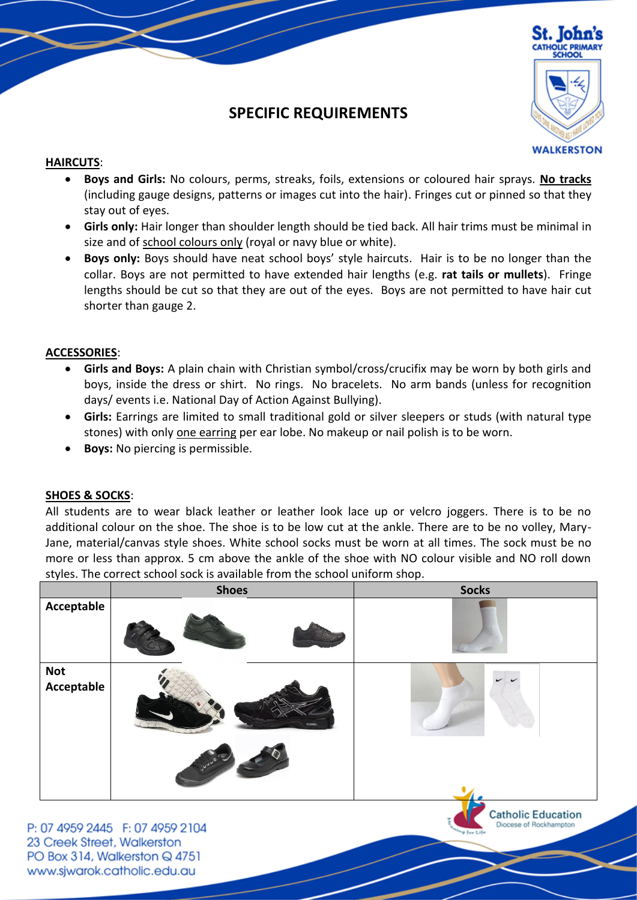# SPECIFIC REQUIREMENTS

## HAIRCUTS:

- **Boys and Girls:** No colours, perms, streaks, foils, extensions or coloured hair sprays. **No tracks** (including gauge designs, patterns or images cut into the hair). Fringes cut or pinned so that they stay out of eyes.
- **Girls only:** Hair longer than shoulder length should be tied back. All hair trims must be minimal in size and of school colours only (royal or navy blue or white).
- **Boys only:** Boys should have neat school boys' style haircuts. Hair is to be no longer than the collar. Boys are not permitted to have extended hair lengths (e.g. **rat tails or mullets**). Fringe lengths should be cut so that they are out of the eyes. Boys are not permitted to have hair cut shorter than gauge 2.

## ACCESSORIES:

- **Girls and Boys:** A plain chain with Christian symbol/cross/crucifix may be worn by both girls and boys, inside the dress or shirt. No rings. No bracelets. No arm bands (unless for recognition days/ events i.e. National Day of Action Against Bullying).
- **Girls:** Earrings are limited to small traditional gold or silver sleepers or studs (with natural type stones) with only one earring per ear lobe. No makeup or nail polish is to be worn.
- **Boys:** No piercing is permissible.

## SHOES & SOCKS:

All students are to wear black leather or leather look lace up or velcro joggers. There is to be no additional colour on the shoe. The shoe is to be low cut at the ankle. There are to be no volley, Mary-Jane, material/canvas style shoes. White school socks must be worn at all times. The sock must be no more or less than approx. 5 cm above the ankle of the shoe with NO colour visible and NO roll down styles. The correct school sock is available from the school uniform shop.

| | Shoes | Socks |
|---|---|---|
| Acceptable | | |
| Not Acceptable | | |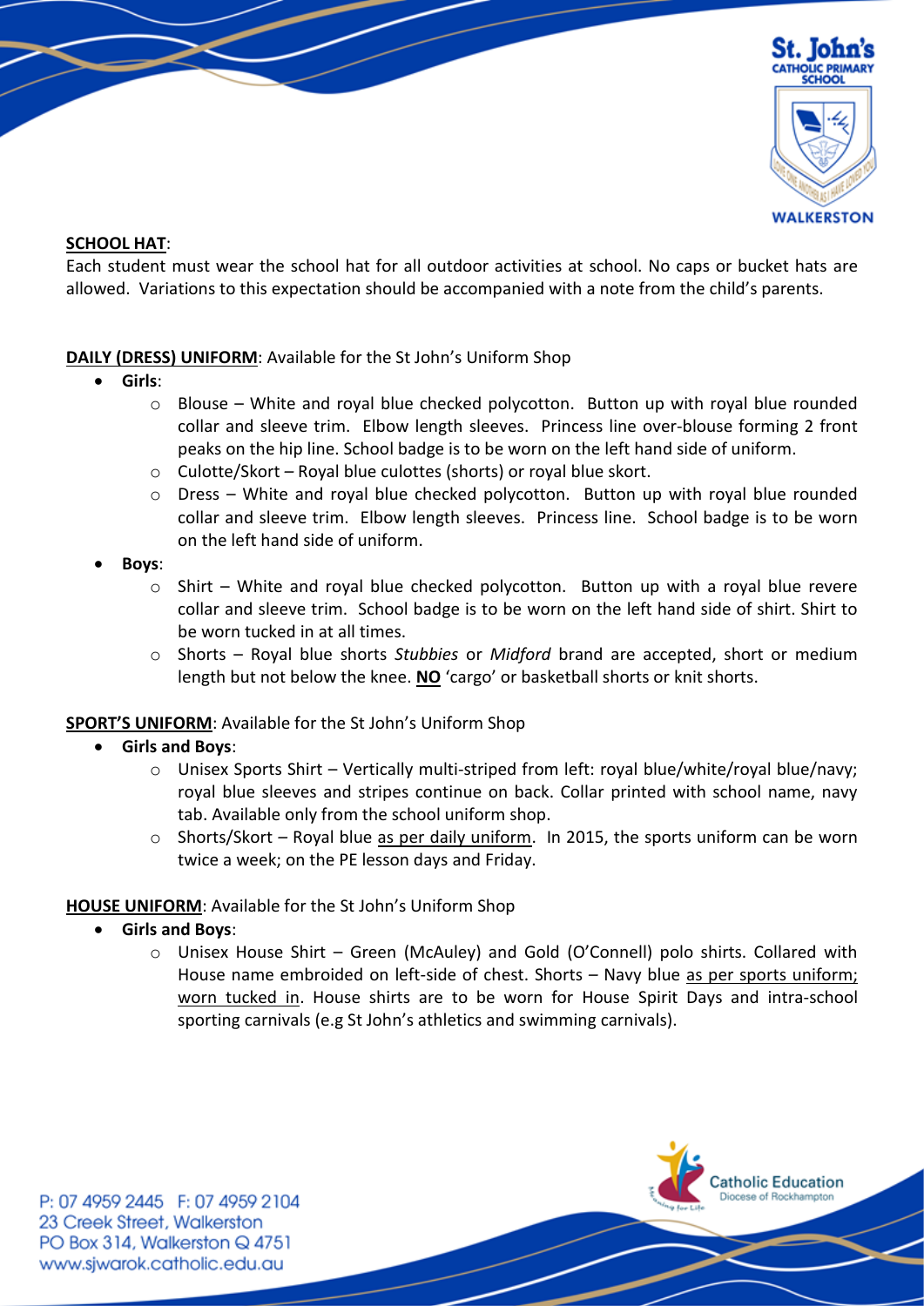**SCHOOL HAT**:

Each student must wear the school hat for all outdoor activities at school. No caps or bucket hats are allowed. Variations to this expectation should be accompanied with a note from the child's parents.

**DAILY (DRESS) UNIFORM**: Available for the St John's Uniform Shop

- **Girls**:
  - Blouse – White and royal blue checked polycotton. Button up with royal blue rounded collar and sleeve trim. Elbow length sleeves. Princess line over-blouse forming 2 front peaks on the hip line. School badge is to be worn on the left hand side of uniform.
  - Culotte/Skort – Royal blue culottes (shorts) or royal blue skort.
  - Dress – White and royal blue checked polycotton. Button up with royal blue rounded collar and sleeve trim. Elbow length sleeves. Princess line. School badge is to be worn on the left hand side of uniform.
- **Boys**:
  - Shirt – White and royal blue checked polycotton. Button up with a royal blue revere collar and sleeve trim. School badge is to be worn on the left hand side of shirt. Shirt to be worn tucked in at all times.
  - Shorts – Royal blue shorts *Stubbies* or *Midford* brand are accepted, short or medium length but not below the knee. **NO** 'cargo' or basketball shorts or knit shorts.

**SPORT'S UNIFORM**: Available for the St John's Uniform Shop

- **Girls and Boys**:
  - Unisex Sports Shirt – Vertically multi-striped from left: royal blue/white/royal blue/navy; royal blue sleeves and stripes continue on back. Collar printed with school name, navy tab. Available only from the school uniform shop.
  - Shorts/Skort – Royal blue as per daily uniform. In 2015, the sports uniform can be worn twice a week; on the PE lesson days and Friday.

**HOUSE UNIFORM**: Available for the St John's Uniform Shop

- **Girls and Boys**:
  - Unisex House Shirt – Green (McAuley) and Gold (O'Connell) polo shirts. Collared with House name embroided on left-side of chest. Shorts – Navy blue as per sports uniform; worn tucked in. House shirts are to be worn for House Spirit Days and intra-school sporting carnivals (e.g St John's athletics and swimming carnivals).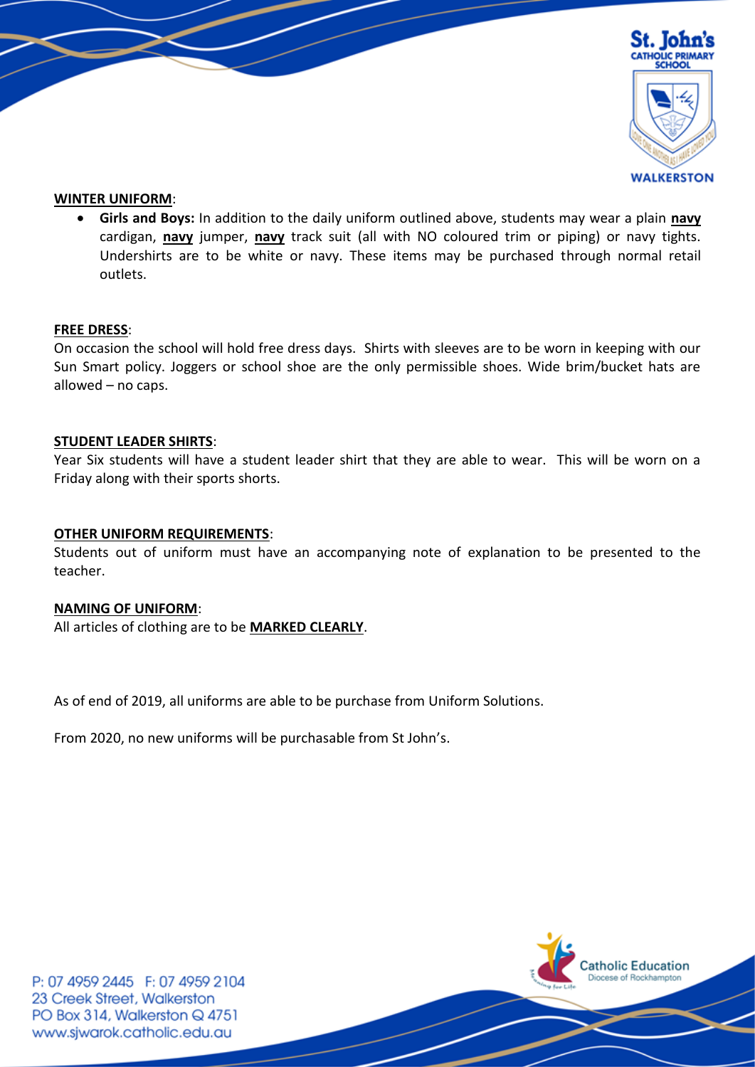**WINTER UNIFORM**:

- **Girls and Boys:** In addition to the daily uniform outlined above, students may wear a plain **navy** cardigan, **navy** jumper, **navy** track suit (all with NO coloured trim or piping) or navy tights. Undershirts are to be white or navy. These items may be purchased through normal retail outlets.

**FREE DRESS**:

On occasion the school will hold free dress days. Shirts with sleeves are to be worn in keeping with our Sun Smart policy. Joggers or school shoe are the only permissible shoes. Wide brim/bucket hats are allowed – no caps.

**STUDENT LEADER SHIRTS**:

Year Six students will have a student leader shirt that they are able to wear. This will be worn on a Friday along with their sports shorts.

**OTHER UNIFORM REQUIREMENTS**:

Students out of uniform must have an accompanying note of explanation to be presented to the teacher.

**NAMING OF UNIFORM**:

All articles of clothing are to be **MARKED CLEARLY**.

As of end of 2019, all uniforms are able to be purchase from Uniform Solutions.

From 2020, no new uniforms will be purchasable from St John's.